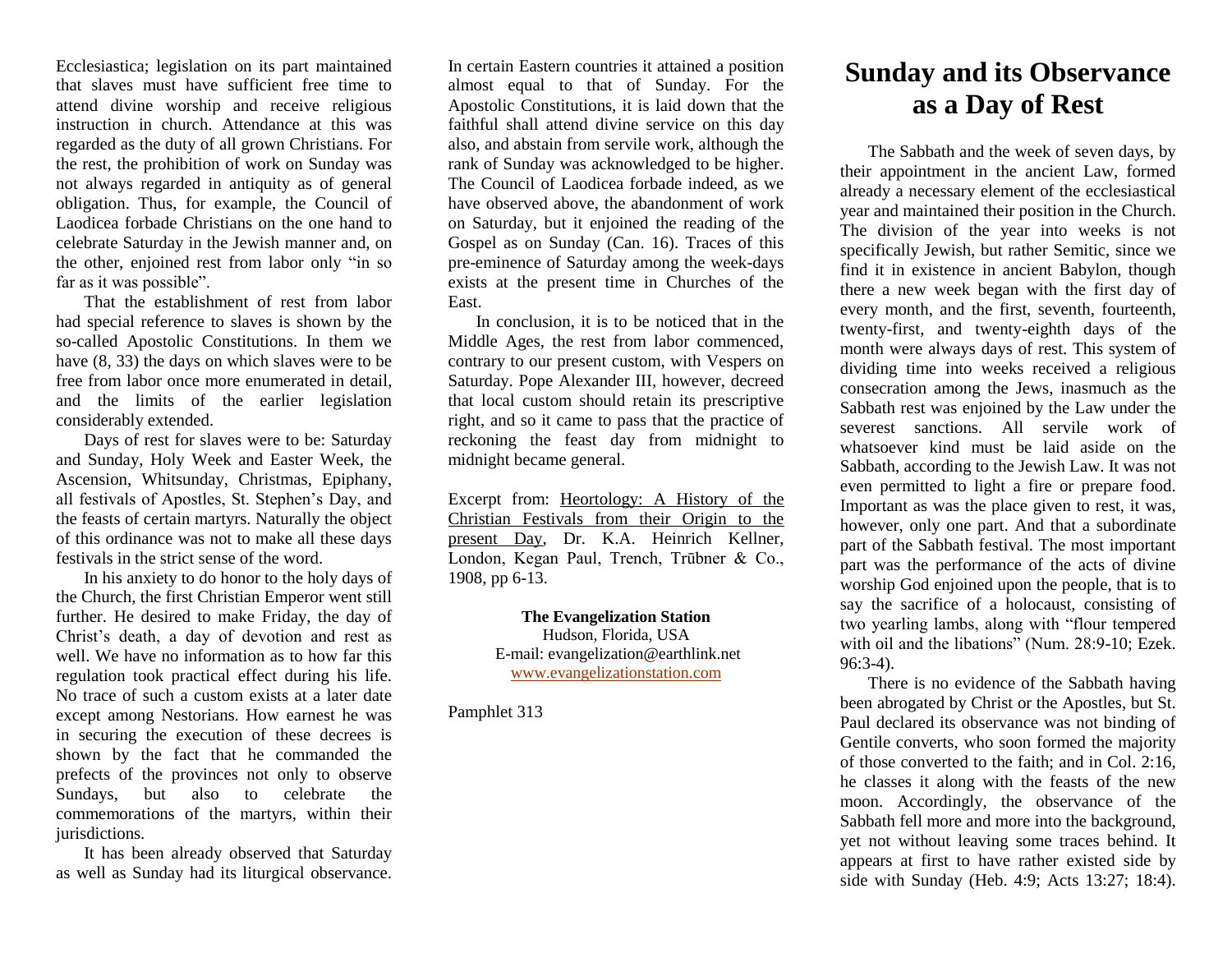Ecclesiastica; legislation on its part maintained that slaves must have sufficient free time to attend divine worship and receive religious instruction in church. Attendance at this was regarded as the duty of all grown Christians. For the rest, the prohibition of work on Sunday was not always regarded in antiquity as of general obligation. Thus, for example, the Council of Laodicea forbade Christians on the one hand to celebrate Saturday in the Jewish manner and, on the other, enjoined rest from labor only "in so far as it was possible".

That the establishment of rest from labor had special reference to slaves is shown by the so-called Apostolic Constitutions. In them we have (8, 33) the days on which slaves were to be free from labor once more enumerated in detail, and the limits of the earlier legislation considerably extended.

Days of rest for slaves were to be: Saturday and Sunday, Holy Week and Easter Week, the Ascension, Whitsunday, Christmas, Epiphany, all festivals of Apostles, St. Stephen's Day, and the feasts of certain martyrs. Naturally the object of this ordinance was not to make all these days festivals in the strict sense of the word.

In his anxiety to do honor to the holy days of the Church, the first Christian Emperor went still further. He desired to make Friday, the day of Christ's death, a day of devotion and rest as well. We have no information as to how far this regulation took practical effect during his life. No trace of such a custom exists at a later date except among Nestorians. How earnest he was in securing the execution of these decrees is shown by the fact that he commanded the prefects of the provinces not only to observe Sundays, but also to celebrate the commemorations of the martyrs, within their jurisdictions.

It has been already observed that Saturday as well as Sunday had its liturgical observance. In certain Eastern countries it attained a position almost equal to that of Sunday. For the Apostolic Constitutions, it is laid down that the faithful shall attend divine service on this day also, and abstain from servile work, although the rank of Sunday was acknowledged to be higher. The Council of Laodicea forbade indeed, as we have observed above, the abandonment of work on Saturday, but it enjoined the reading of the Gospel as on Sunday (Can. 16). Traces of this pre-eminence of Saturday among the week-days exists at the present time in Churches of the East.

In conclusion, it is to be noticed that in the Middle Ages, the rest from labor commenced, contrary to our present custom, with Vespers on Saturday. Pope Alexander III, however, decreed that local custom should retain its prescriptive right, and so it came to pass that the practice of reckoning the feast day from midnight to midnight became general.

Excerpt from: Heortology: A History of the Christian Festivals from their Origin to the present Day, Dr. K.A. Heinrich Kellner, London, Kegan Paul, Trench, Trūbner & Co., 1908, pp 6-13.

**The Evangelization Station**
Hudson, Florida, USA
E-mail: evangelization@earthlink.net
www.evangelizationstation.com

Pamphlet 313

# Sunday and its Observance as a Day of Rest

The Sabbath and the week of seven days, by their appointment in the ancient Law, formed already a necessary element of the ecclesiastical year and maintained their position in the Church. The division of the year into weeks is not specifically Jewish, but rather Semitic, since we find it in existence in ancient Babylon, though there a new week began with the first day of every month, and the first, seventh, fourteenth, twenty-first, and twenty-eighth days of the month were always days of rest. This system of dividing time into weeks received a religious consecration among the Jews, inasmuch as the Sabbath rest was enjoined by the Law under the severest sanctions. All servile work of whatsoever kind must be laid aside on the Sabbath, according to the Jewish Law. It was not even permitted to light a fire or prepare food. Important as was the place given to rest, it was, however, only one part. And that a subordinate part of the Sabbath festival. The most important part was the performance of the acts of divine worship God enjoined upon the people, that is to say the sacrifice of a holocaust, consisting of two yearling lambs, along with "flour tempered with oil and the libations" (Num. 28:9-10; Ezek. 96:3-4).

There is no evidence of the Sabbath having been abrogated by Christ or the Apostles, but St. Paul declared its observance was not binding of Gentile converts, who soon formed the majority of those converted to the faith; and in Col. 2:16, he classes it along with the feasts of the new moon. Accordingly, the observance of the Sabbath fell more and more into the background, yet not without leaving some traces behind. It appears at first to have rather existed side by side with Sunday (Heb. 4:9; Acts 13:27; 18:4).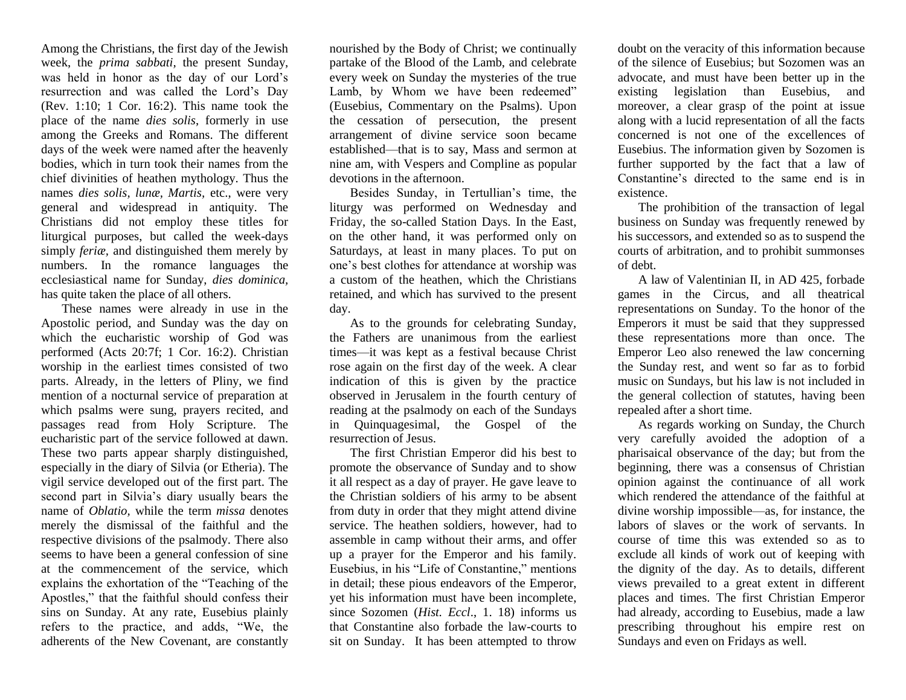Among the Christians, the first day of the Jewish week, the *prima sabbati,* the present Sunday, was held in honor as the day of our Lord's resurrection and was called the Lord's Day (Rev. 1:10; 1 Cor. 16:2). This name took the place of the name *dies solis*, formerly in use among the Greeks and Romans. The different days of the week were named after the heavenly bodies, which in turn took their names from the chief divinities of heathen mythology. Thus the names *dies solis, lunæ, Martis,* etc., were very general and widespread in antiquity. The Christians did not employ these titles for liturgical purposes, but called the week-days simply *feriæ*, and distinguished them merely by numbers. In the romance languages the ecclesiastical name for Sunday, *dies dominica,* has quite taken the place of all others.

These names were already in use in the Apostolic period, and Sunday was the day on which the eucharistic worship of God was performed (Acts 20:7f; 1 Cor. 16:2). Christian worship in the earliest times consisted of two parts. Already, in the letters of Pliny, we find mention of a nocturnal service of preparation at which psalms were sung, prayers recited, and passages read from Holy Scripture. The eucharistic part of the service followed at dawn. These two parts appear sharply distinguished, especially in the diary of Silvia (or Etheria). The vigil service developed out of the first part. The second part in Silvia's diary usually bears the name of *Oblatio,* while the term *missa* denotes merely the dismissal of the faithful and the respective divisions of the psalmody. There also seems to have been a general confession of sine at the commencement of the service, which explains the exhortation of the "Teaching of the Apostles," that the faithful should confess their sins on Sunday. At any rate, Eusebius plainly refers to the practice, and adds, "We, the adherents of the New Covenant, are constantly nourished by the Body of Christ; we continually partake of the Blood of the Lamb, and celebrate every week on Sunday the mysteries of the true Lamb, by Whom we have been redeemed" (Eusebius, Commentary on the Psalms). Upon the cessation of persecution, the present arrangement of divine service soon became established—that is to say, Mass and sermon at nine am, with Vespers and Compline as popular devotions in the afternoon.

Besides Sunday, in Tertullian's time, the liturgy was performed on Wednesday and Friday, the so-called Station Days. In the East, on the other hand, it was performed only on Saturdays, at least in many places. To put on one's best clothes for attendance at worship was a custom of the heathen, which the Christians retained, and which has survived to the present day.

As to the grounds for celebrating Sunday, the Fathers are unanimous from the earliest times—it was kept as a festival because Christ rose again on the first day of the week. A clear indication of this is given by the practice observed in Jerusalem in the fourth century of reading at the psalmody on each of the Sundays in Quinquagesimal, the Gospel of the resurrection of Jesus.

The first Christian Emperor did his best to promote the observance of Sunday and to show it all respect as a day of prayer. He gave leave to the Christian soldiers of his army to be absent from duty in order that they might attend divine service. The heathen soldiers, however, had to assemble in camp without their arms, and offer up a prayer for the Emperor and his family. Eusebius, in his "Life of Constantine," mentions in detail; these pious endeavors of the Emperor, yet his information must have been incomplete, since Sozomen (*Hist. Eccl*., 1. 18) informs us that Constantine also forbade the law-courts to sit on Sunday. It has been attempted to throw doubt on the veracity of this information because of the silence of Eusebius; but Sozomen was an advocate, and must have been better up in the existing legislation than Eusebius, and moreover, a clear grasp of the point at issue along with a lucid representation of all the facts concerned is not one of the excellences of Eusebius. The information given by Sozomen is further supported by the fact that a law of Constantine's directed to the same end is in existence.

The prohibition of the transaction of legal business on Sunday was frequently renewed by his successors, and extended so as to suspend the courts of arbitration, and to prohibit summonses of debt.

A law of Valentinian II, in AD 425, forbade games in the Circus, and all theatrical representations on Sunday. To the honor of the Emperors it must be said that they suppressed these representations more than once. The Emperor Leo also renewed the law concerning the Sunday rest, and went so far as to forbid music on Sundays, but his law is not included in the general collection of statutes, having been repealed after a short time.

As regards working on Sunday, the Church very carefully avoided the adoption of a pharisaical observance of the day; but from the beginning, there was a consensus of Christian opinion against the continuance of all work which rendered the attendance of the faithful at divine worship impossible—as, for instance, the labors of slaves or the work of servants. In course of time this was extended so as to exclude all kinds of work out of keeping with the dignity of the day. As to details, different views prevailed to a great extent in different places and times. The first Christian Emperor had already, according to Eusebius, made a law prescribing throughout his empire rest on Sundays and even on Fridays as well.